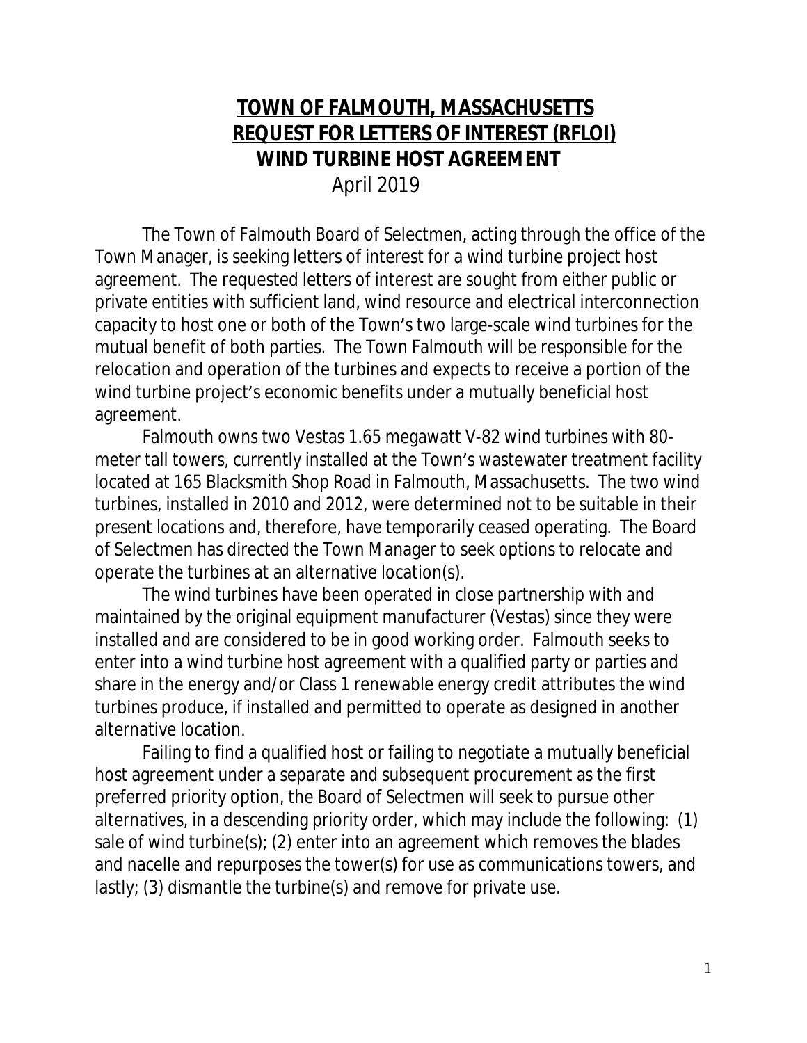# TOWN OF FALMOUTH, MASSACHUSETTS
## REQUEST FOR LETTERS OF INTEREST (RFLOI)
## WIND TURBINE HOST AGREEMENT

April 2019

The Town of Falmouth Board of Selectmen, acting through the office of the Town Manager, is seeking letters of interest for a wind turbine project host agreement. The requested letters of interest are sought from either public or private entities with sufficient land, wind resource and electrical interconnection capacity to host one or both of the Town's two large-scale wind turbines for the mutual benefit of both parties. The Town Falmouth will be responsible for the relocation and operation of the turbines and expects to receive a portion of the wind turbine project's economic benefits under a mutually beneficial host agreement.

Falmouth owns two Vestas 1.65 megawatt V-82 wind turbines with 80-meter tall towers, currently installed at the Town's wastewater treatment facility located at 165 Blacksmith Shop Road in Falmouth, Massachusetts. The two wind turbines, installed in 2010 and 2012, were determined not to be suitable in their present locations and, therefore, have temporarily ceased operating. The Board of Selectmen has directed the Town Manager to seek options to relocate and operate the turbines at an alternative location(s).

The wind turbines have been operated in close partnership with and maintained by the original equipment manufacturer (Vestas) since they were installed and are considered to be in good working order. Falmouth seeks to enter into a wind turbine host agreement with a qualified party or parties and share in the energy and/or Class 1 renewable energy credit attributes the wind turbines produce, if installed and permitted to operate as designed in another alternative location.

Failing to find a qualified host or failing to negotiate a mutually beneficial host agreement under a separate and subsequent procurement as the first preferred priority option, the Board of Selectmen will seek to pursue other alternatives, in a descending priority order, which may include the following: (1) sale of wind turbine(s); (2) enter into an agreement which removes the blades and nacelle and repurposes the tower(s) for use as communications towers, and lastly; (3) dismantle the turbine(s) and remove for private use.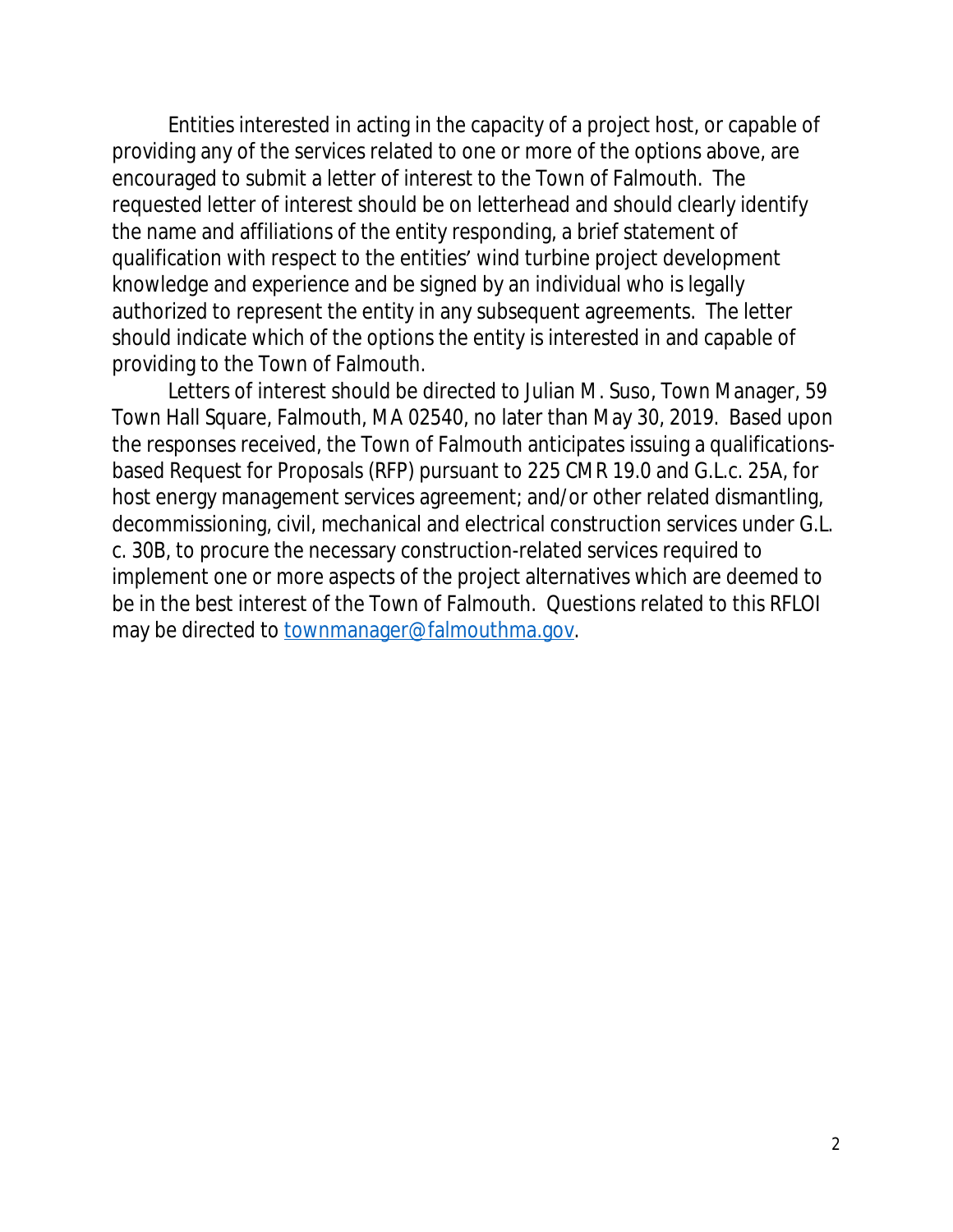Entities interested in acting in the capacity of a project host, or capable of providing any of the services related to one or more of the options above, are encouraged to submit a letter of interest to the Town of Falmouth. The requested letter of interest should be on letterhead and should clearly identify the name and affiliations of the entity responding, a brief statement of qualification with respect to the entities' wind turbine project development knowledge and experience and be signed by an individual who is legally authorized to represent the entity in any subsequent agreements. The letter should indicate which of the options the entity is interested in and capable of providing to the Town of Falmouth.

Letters of interest should be directed to Julian M. Suso, Town Manager, 59 Town Hall Square, Falmouth, MA 02540, no later than May 30, 2019. Based upon the responses received, the Town of Falmouth anticipates issuing a qualifications-based Request for Proposals (RFP) pursuant to 225 CMR 19.0 and G.L.c. 25A, for host energy management services agreement; and/or other related dismantling, decommissioning, civil, mechanical and electrical construction services under G.L. c. 30B, to procure the necessary construction-related services required to implement one or more aspects of the project alternatives which are deemed to be in the best interest of the Town of Falmouth. Questions related to this RFLOI may be directed to townmanager@falmouthma.gov.